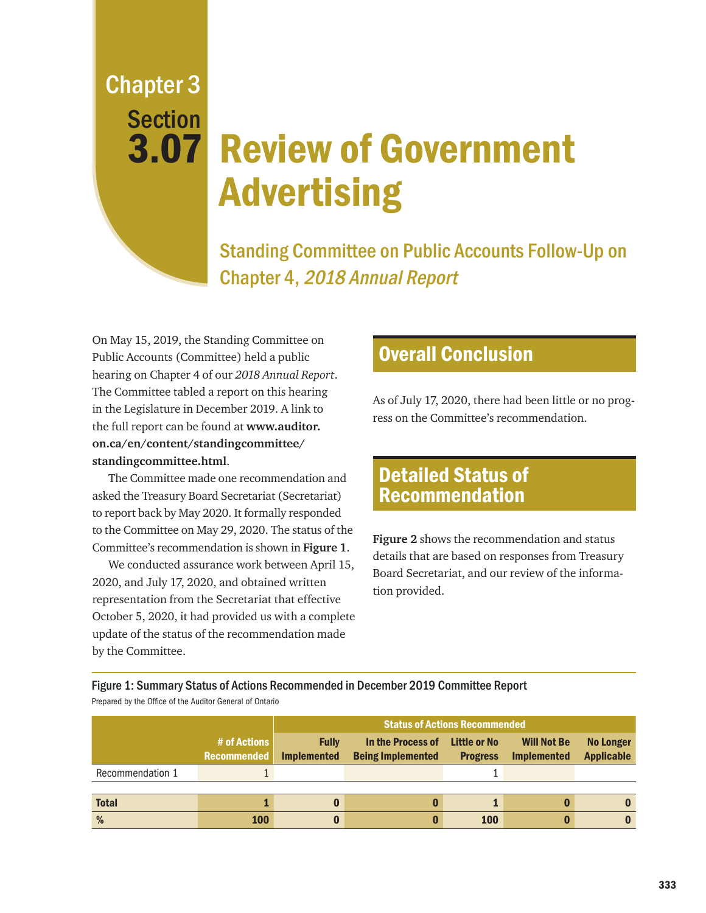Chapter 3

Section

# 3.07 Review of Government Advertising

## Standing Committee on Public Accounts Follow-Up on Chapter 4, *2018 Annual Report*

On May 15, 2019, the Standing Committee on Public Accounts (Committee) held a public hearing on Chapter 4 of our *2018 Annual Report*. The Committee tabled a report on this hearing in the Legislature in December 2019. A link to the full report can be found at **www.auditor.on.ca/en/content/standingcommittee/standingcommittee.html**.

The Committee made one recommendation and asked the Treasury Board Secretariat (Secretariat) to report back by May 2020. It formally responded to the Committee on May 29, 2020. The status of the Committee's recommendation is shown in **Figure 1**.

We conducted assurance work between April 15, 2020, and July 17, 2020, and obtained written representation from the Secretariat that effective October 5, 2020, it had provided us with a complete update of the status of the recommendation made by the Committee.

## Overall Conclusion

As of July 17, 2020, there had been little or no progress on the Committee's recommendation.

## Detailed Status of Recommendation

**Figure 2** shows the recommendation and status details that are based on responses from Treasury Board Secretariat, and our review of the information provided.

Figure 1: Summary Status of Actions Recommended in December 2019 Committee Report

Prepared by the Office of the Auditor General of Ontario

| | | Status of Actions Recommended | | | | |
|---|---|---|---|---|---|---|
| | **# of Actions Recommended** | **Fully Implemented** | **In the Process of Being Implemented** | **Little or No Progress** | **Will Not Be Implemented** | **No Longer Applicable** |
| Recommendation 1 | 1 | | | 1 | | |
| **Total** | **1** | **0** | **0** | **1** | **0** | **0** |
| **%** | **100** | **0** | **0** | **100** | **0** | **0** |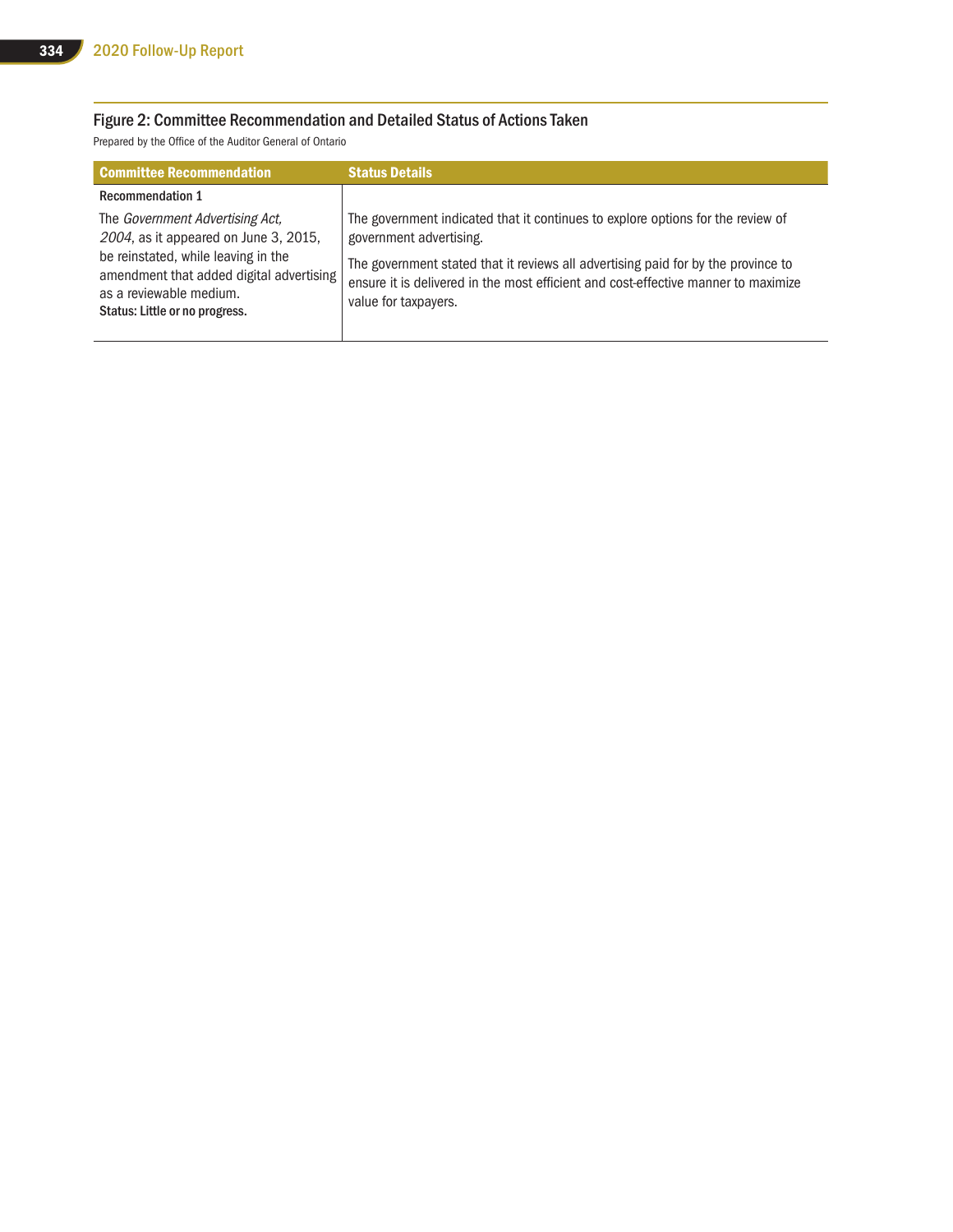### Figure 2: Committee Recommendation and Detailed Status of Actions Taken

Prepared by the Office of the Auditor General of Ontario

| Committee Recommendation | Status Details |
|---|---|
| Recommendation 1<br>The *Government Advertising Act, 2004*, as it appeared on June 3, 2015, be reinstated, while leaving in the amendment that added digital advertising as a reviewable medium.<br>**Status: Little or no progress.** | The government indicated that it continues to explore options for the review of government advertising.<br>The government stated that it reviews all advertising paid for by the province to ensure it is delivered in the most efficient and cost-effective manner to maximize value for taxpayers. |